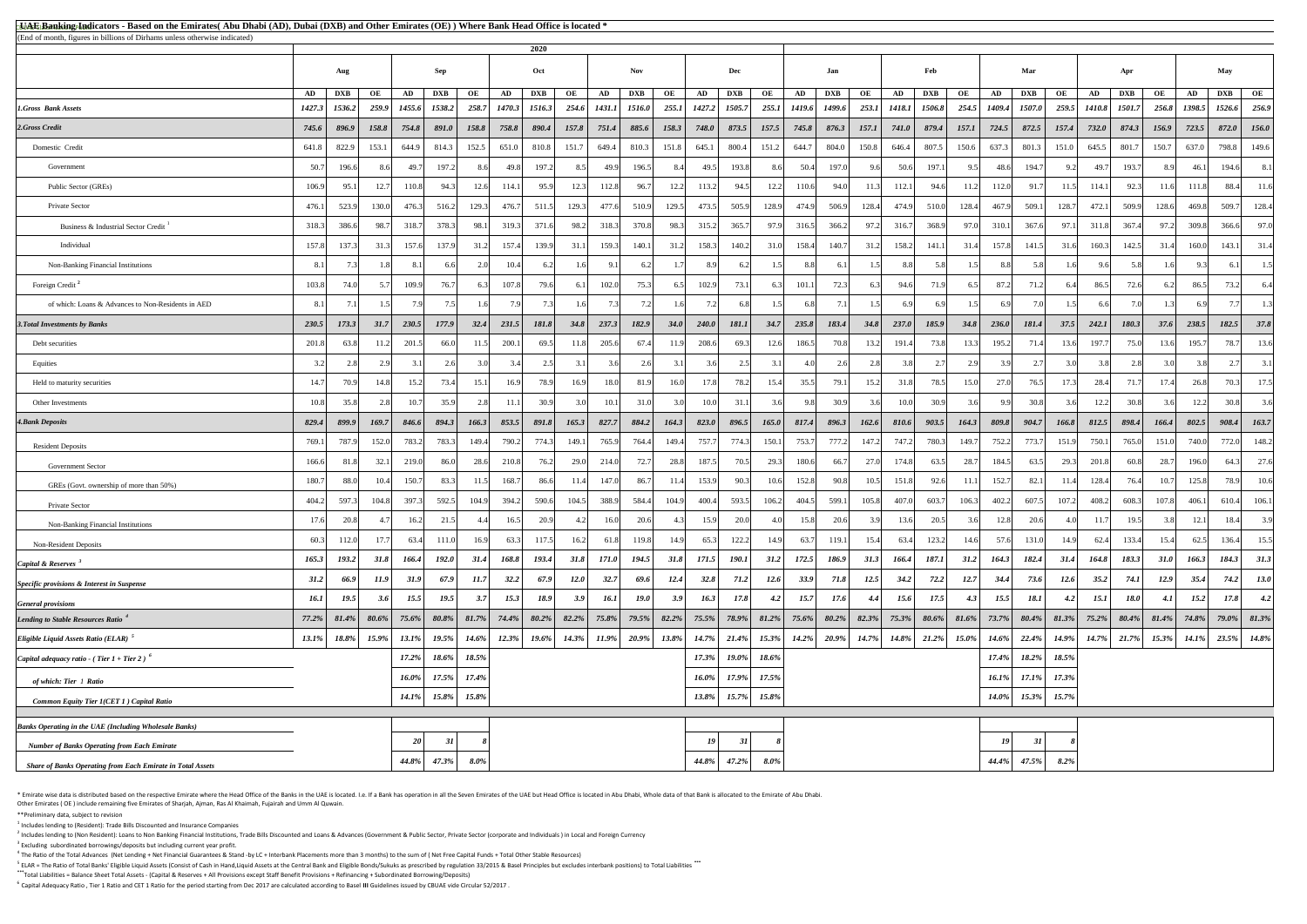# UAE Banking Indicators - Based on the Emirates( Abu Dhabi (AD), Dubai (DXB) and Other Emirates (OE) ) Where Bank Head Office is located *

(End of month, figures in billions of Dirhams unless otherwise indicated)

| | 2020 | | | | | | | | | | | | | | | | | | | | | | | | | | | | | | |
|---|---|---|---|---|---|---|---|---|---|---|---|---|---|---|---|---|---|---|---|---|---|---|---|---|---|---|---|---|---|---|---|
| | Aug | | | Sep | | | Oct | | | Nov | | | Dec | | | Jan | | | Feb | | | Mar | | | Apr | | | May | | | |
| | AD | DXB | OE | AD | DXB | OE | AD | DXB | OE | AD | DXB | OE | AD | DXB | OE | AD | DXB | OE | AD | DXB | OE | AD | DXB | OE | AD | DXB | OE | AD | DXB | OE | |
| ***1.Gross Bank Assets*** | 1427.3 | 1536.2 | 259.9 | 1455.6 | 1538.2 | 258.7 | 1470.3 | 1516.3 | 254.6 | 1431.1 | 1516.0 | 255.1 | 1427.2 | 1505.7 | 255.1 | 1419.6 | 1499.6 | 253.1 | 1418.1 | 1506.8 | 254.5 | 1409.4 | 1507.0 | 259.5 | 1410.8 | 1501.7 | 256.8 | 1398.5 | 1526.6 | 256.9 | |
| ***2.Gross Credit*** | 745.6 | 896.9 | 158.8 | 754.8 | 891.0 | 158.8 | 758.8 | 890.4 | 157.8 | 751.4 | 885.6 | 158.3 | 748.0 | 873.5 | 157.5 | 745.8 | 876.3 | 157.1 | 741.0 | 879.4 | 157.1 | 724.5 | 872.5 | 157.4 | 732.0 | 874.3 | 156.9 | 723.5 | 872.0 | 156.0 | |
| Domestic Credit | 641.8 | 822.9 | 153.1 | 644.9 | 814.3 | 152.5 | 651.0 | 810.8 | 151.7 | 649.4 | 810.3 | 151.8 | 645.1 | 800.4 | 151.2 | 644.7 | 804.0 | 150.8 | 646.4 | 807.5 | 150.6 | 637.3 | 801.3 | 151.0 | 645.5 | 801.7 | 150.7 | 637.0 | 798.8 | 149.6 | |
| Government | 50.7 | 196.6 | 8.6 | 49.7 | 197.2 | 8.6 | 49.8 | 197.2 | 8.5 | 49.9 | 196.5 | 8.4 | 49.5 | 193.8 | 8.6 | 50.4 | 197.0 | 9.6 | 50.6 | 197.1 | 9.5 | 48.6 | 194.7 | 9.2 | 49.7 | 193.7 | 8.9 | 46.1 | 194.6 | 8.1 | |
| Public Sector (GREs) | 106.9 | 95.1 | 12.7 | 110.8 | 94.3 | 12.6 | 114.1 | 95.9 | 12.3 | 112.8 | 96.7 | 12.2 | 113.2 | 94.5 | 12.2 | 110.6 | 94.0 | 11.3 | 112.1 | 94.6 | 11.2 | 112.0 | 91.7 | 11.5 | 114.1 | 92.3 | 11.6 | 111.8 | 88.4 | 11.6 | |
| Private Sector | 476.1 | 523.9 | 130.0 | 476.3 | 516.2 | 129.3 | 476.7 | 511.5 | 129.3 | 477.6 | 510.9 | 129.5 | 473.5 | 505.9 | 128.9 | 474.9 | 506.9 | 128.4 | 474.9 | 510.0 | 128.4 | 467.9 | 509.1 | 128.7 | 472.1 | 509.9 | 128.6 | 469.8 | 509.7 | 128.4 | |
| Business & Industrial Sector Credit [1] | 318.3 | 386.6 | 98.7 | 318.7 | 378.3 | 98.1 | 319.3 | 371.6 | 98.2 | 318.3 | 370.8 | 98.3 | 315.2 | 365.7 | 97.9 | 316.5 | 366.2 | 97.2 | 316.7 | 368.9 | 97.0 | 310.1 | 367.6 | 97.1 | 311.8 | 367.4 | 97.2 | 309.8 | 366.6 | 97.0 | |
| Individual | 157.8 | 137.3 | 31.3 | 157.6 | 137.9 | 31.2 | 157.4 | 139.9 | 31.1 | 159.3 | 140.1 | 31.2 | 158.3 | 140.2 | 31.0 | 158.4 | 140.7 | 31.2 | 158.2 | 141.1 | 31.4 | 157.8 | 141.5 | 31.6 | 160.3 | 142.5 | 31.4 | 160.0 | 143.1 | 31.4 | |
| Non-Banking Financial Institutions | 8.1 | 7.3 | 1.8 | 8.1 | 6.6 | 2.0 | 10.4 | 6.2 | 1.6 | 9.1 | 6.2 | 1.7 | 8.9 | 6.2 | 1.5 | 8.8 | 6.1 | 1.5 | 8.8 | 5.8 | 1.5 | 8.8 | 5.8 | 1.6 | 9.6 | 5.8 | 1.6 | 9.3 | 6.1 | 1.5 | |
| Foreign Credit [2] | 103.8 | 74.0 | 5.7 | 109.9 | 76.7 | 6.3 | 107.8 | 79.6 | 6.1 | 102.0 | 75.3 | 6.5 | 102.9 | 73.1 | 6.3 | 101.1 | 72.3 | 6.3 | 94.6 | 71.9 | 6.5 | 87.2 | 71.2 | 6.4 | 86.5 | 72.6 | 6.2 | 86.5 | 73.2 | 6.4 | |
| of which: Loans & Advances to Non-Residents in AED | 8.1 | 7.1 | 1.5 | 7.9 | 7.5 | 1.6 | 7.9 | 7.3 | 1.6 | 7.3 | 7.2 | 1.6 | 7.2 | 6.8 | 1.5 | 6.8 | 7.1 | 1.5 | 6.9 | 6.9 | 1.5 | 6.9 | 7.0 | 1.5 | 6.6 | 7.0 | 1.3 | 6.9 | 7.7 | 1.3 | |
| ***3.Total Investments by Banks*** | 230.5 | 173.3 | 31.7 | 230.5 | 177.9 | 32.4 | 231.5 | 181.8 | 34.8 | 237.3 | 182.9 | 34.0 | 240.0 | 181.1 | 34.7 | 235.8 | 183.4 | 34.8 | 237.0 | 185.9 | 34.8 | 236.0 | 181.4 | 37.5 | 242.1 | 180.3 | 37.6 | 238.5 | 182.5 | 37.8 | |
| Debt securities | 201.8 | 63.8 | 11.2 | 201.5 | 66.0 | 11.5 | 200.1 | 69.5 | 11.8 | 205.6 | 67.4 | 11.9 | 208.6 | 69.3 | 12.6 | 186.5 | 70.8 | 13.2 | 191.4 | 73.8 | 13.3 | 195.2 | 71.4 | 13.6 | 197.7 | 75.0 | 13.6 | 195.7 | 78.7 | 13.6 | |
| Equities | 3.2 | 2.8 | 2.9 | 3.1 | 2.6 | 3.0 | 3.4 | 2.5 | 3.1 | 3.6 | 2.6 | 3.1 | 3.6 | 2.5 | 3.1 | 4.0 | 2.6 | 2.8 | 3.8 | 2.7 | 2.9 | 3.9 | 2.7 | 3.0 | 3.8 | 2.8 | 3.0 | 3.8 | 2.7 | 3.1 | |
| Held to maturity securities | 14.7 | 70.9 | 14.8 | 15.2 | 73.4 | 15.1 | 16.9 | 78.9 | 16.9 | 18.0 | 81.9 | 16.0 | 17.8 | 78.2 | 15.4 | 35.5 | 79.1 | 15.2 | 31.8 | 78.5 | 15.0 | 27.0 | 76.5 | 17.3 | 28.4 | 71.7 | 17.4 | 26.8 | 70.3 | 17.5 | |
| Other Investments | 10.8 | 35.8 | 2.8 | 10.7 | 35.9 | 2.8 | 11.1 | 30.9 | 3.0 | 10.1 | 31.0 | 3.0 | 10.0 | 31.1 | 3.6 | 9.8 | 30.9 | 3.6 | 10.0 | 30.9 | 3.6 | 9.9 | 30.8 | 3.6 | 12.2 | 30.8 | 3.6 | 12.2 | 30.8 | 3.6 | |
| ***4.Bank Deposits*** | 829.4 | 899.9 | 169.7 | 846.6 | 894.3 | 166.3 | 853.5 | 891.8 | 165.3 | 827.7 | 884.2 | 164.3 | 823.0 | 896.5 | 165.0 | 817.4 | 896.3 | 162.6 | 810.6 | 903.5 | 164.3 | 809.8 | 904.7 | 166.8 | 812.5 | 898.4 | 166.4 | 802.5 | 908.4 | 163.7 | |
| Resident Deposits | 769.1 | 787.9 | 152.0 | 783.2 | 783.3 | 149.4 | 790.2 | 774.3 | 149.1 | 765.9 | 764.4 | 149.4 | 757.7 | 774.3 | 150.1 | 753.7 | 777.2 | 147.2 | 747.2 | 780.3 | 149.7 | 752.2 | 773.7 | 151.9 | 750.1 | 765.0 | 151.0 | 740.0 | 772.0 | 148.2 | |
| Government Sector | 166.6 | 81.8 | 32.1 | 219.0 | 86.0 | 28.6 | 210.8 | 76.2 | 29.0 | 214.0 | 72.7 | 28.8 | 187.5 | 70.5 | 29.3 | 180.6 | 66.7 | 27.0 | 174.8 | 63.5 | 28.7 | 184.5 | 63.5 | 29.3 | 201.8 | 60.8 | 28.7 | 196.0 | 64.3 | 27.6 | |
| GREs (Govt. ownership of more than 50%) | 180.7 | 88.0 | 10.4 | 150.7 | 83.3 | 11.5 | 168.7 | 86.6 | 11.4 | 147.0 | 86.7 | 11.4 | 153.9 | 90.3 | 10.6 | 152.8 | 90.8 | 10.5 | 151.8 | 92.6 | 11.1 | 152.7 | 82.1 | 11.4 | 128.4 | 76.4 | 10.7 | 125.8 | 78.9 | 10.6 | |
| Private Sector | 404.2 | 597.3 | 104.8 | 397.3 | 592.5 | 104.9 | 394.2 | 590.6 | 104.5 | 388.9 | 584.4 | 104.9 | 400.4 | 593.5 | 106.2 | 404.5 | 599.1 | 105.8 | 407.0 | 603.7 | 106.3 | 402.2 | 607.5 | 107.2 | 408.2 | 608.3 | 107.8 | 406.1 | 610.4 | 106.1 | |
| Non-Banking Financial Institutions | 17.6 | 20.8 | 4.7 | 16.2 | 21.5 | 4.4 | 16.5 | 20.9 | 4.2 | 16.0 | 20.6 | 4.3 | 15.9 | 20.0 | 4.0 | 15.8 | 20.6 | 3.9 | 13.6 | 20.5 | 3.6 | 12.8 | 20.6 | 4.0 | 11.7 | 19.5 | 3.8 | 12.1 | 18.4 | 3.9 | |
| Non-Resident Deposits | 60.3 | 112.0 | 17.7 | 63.4 | 111.0 | 16.9 | 63.3 | 117.5 | 16.2 | 61.8 | 119.8 | 14.9 | 65.3 | 122.2 | 14.9 | 63.7 | 119.1 | 15.4 | 63.4 | 123.2 | 14.6 | 57.6 | 131.0 | 14.9 | 62.4 | 133.4 | 15.4 | 62.5 | 136.4 | 15.5 | |
| ***Capital & Reserves*** [3] | 165.3 | 193.2 | 31.8 | 166.4 | 192.0 | 31.4 | 168.8 | 193.4 | 31.8 | 171.0 | 194.5 | 31.8 | 171.5 | 190.1 | 31.2 | 172.5 | 186.9 | 31.3 | 166.4 | 187.1 | 31.2 | 164.3 | 182.4 | 31.4 | 164.8 | 183.3 | 31.0 | 166.3 | 184.3 | 31.3 | |
| ***Specific provisions & Interest in Suspense*** | 31.2 | 66.9 | 11.9 | 31.9 | 67.9 | 11.7 | 32.2 | 67.9 | 12.0 | 32.7 | 69.6 | 12.4 | 32.8 | 71.2 | 12.6 | 33.9 | 71.8 | 12.5 | 34.2 | 72.2 | 12.7 | 34.4 | 73.6 | 12.6 | 35.2 | 74.1 | 12.9 | 35.4 | 74.2 | 13.0 | |
| ***General provisions*** | 16.1 | 19.5 | 3.6 | 15.5 | 19.5 | 3.7 | 15.3 | 18.9 | 3.9 | 16.1 | 19.0 | 3.9 | 16.3 | 17.8 | 4.2 | 15.7 | 17.6 | 4.4 | 15.6 | 17.5 | 4.3 | 15.5 | 18.1 | 4.2 | 15.1 | 18.0 | 4.1 | 15.2 | 17.8 | 4.2 | |
| ***Lending to Stable Resources Ratio*** [4] | 77.2% | 81.4% | 80.6% | 75.6% | 80.8% | 81.7% | 74.4% | 80.2% | 82.2% | 75.8% | 79.5% | 82.2% | 75.5% | 78.9% | 81.2% | 75.6% | 80.2% | 82.3% | 75.3% | 80.6% | 81.6% | 73.7% | 80.4% | 81.3% | 75.2% | 80.4% | 81.4% | 74.8% | 79.0% | 81.3% | |
| ***Eligible Liquid Assets Ratio (ELAR)*** [5] | 13.1% | 18.8% | 15.9% | 13.1% | 19.5% | 14.6% | 12.3% | 19.6% | 14.3% | 11.9% | 20.9% | 13.8% | 14.7% | 21.4% | 15.3% | 14.2% | 20.9% | 14.7% | 14.8% | 21.2% | 15.0% | 14.6% | 22.4% | 14.9% | 14.7% | 21.7% | 15.3% | 14.1% | 23.5% | 14.8% | |
| ***Capital adequacy ratio - ( Tier 1 + Tier 2 )*** [6] | | | | 17.2% | 18.6% | 18.5% | | | | | | | 17.3% | 19.0% | 18.6% | | | | | | | 17.4% | 18.2% | 18.5% | | | | | | | |
| ***of which: Tier 1 Ratio*** | | | | 16.0% | 17.5% | 17.4% | | | | | | | 16.0% | 17.9% | 17.5% | | | | | | | 16.1% | 17.1% | 17.3% | | | | | | | |
| ***Common Equity Tier 1(CET 1 ) Capital Ratio*** | | | | 14.1% | 15.8% | 15.8% | | | | | | | 13.8% | 15.7% | 15.8% | | | | | | | 14.0% | 15.3% | 15.7% | | | | | | | |
| ***Banks Operating in the UAE (Including Wholesale Banks)*** | | | | | | | | | | | | | | | | | | | | | | | | | | | | | | | |
| ***Number of Banks Operating from Each Emirate*** | | | | 20 | 31 | 8 | | | | | | | 19 | 31 | 8 | | | | | | | 19 | 31 | 8 | | | | | | | |
| ***Share of Banks Operating from Each Emirate in Total Assets*** | | | | 44.8% | 47.3% | 8.0% | | | | | | | 44.8% | 47.2% | 8.0% | | | | | | | 44.4% | 47.5% | 8.2% | | | | | | | |

\* Emirate wise data is distributed based on the respective Emirate where the Head Office of the Banks in the UAE is located. I.e. If a Bank has operation in all the Seven Emirates of the UAE but Head Office is located in Abu Dhabi, Whole data of that Bank is allocated to the Emirate of Abu Dhabi.
Other Emirates ( OE ) include remaining five Emirates of Sharjah, Ajman, Ras Al Khaimah, Fujairah and Umm Al Quwain.

**Preliminary data, subject to revision

[1] Includes lending to (Resident): Trade Bills Discounted and Insurance Companies

[2] Includes lending to (Non Resident): Loans to Non Banking Financial Institutions, Trade Bills Discounted and Loans & Advances (Government & Public Sector, Private Sector (corporate and Individuals ) in Local and Foreign Currency

[3] Excluding subordinated borrowings/deposits but including current year profit.

[4] The Ratio of the Total Advances (Net Lending + Net Financial Guarantees & Stand -by LC + Interbank Placements more than 3 months) to the sum of ( Net Free Capital Funds + Total Other Stable Resources)

[5] ELAR = The Ratio of Total Banks' Eligible Liquid Assets (Consist of Cash in Hand,Liquid Assets at the Central Bank and Eligible Bonds/Sukuks as prescribed by regulation 33/2015 & Basel Principles but excludes interbank positions) to Total Liabilities ***

***Total Liabilities = Balance Sheet Total Assets - (Capital & Reserves + All Provisions except Staff Benefit Provisions + Refinancing + Subordinated Borrowing/Deposits)

[6] Capital Adequacy Ratio , Tier 1 Ratio and CET 1 Ratio for the period starting from Dec 2017 are calculated according to Basel III Guidelines issued by CBUAE vide Circular 52/2017 .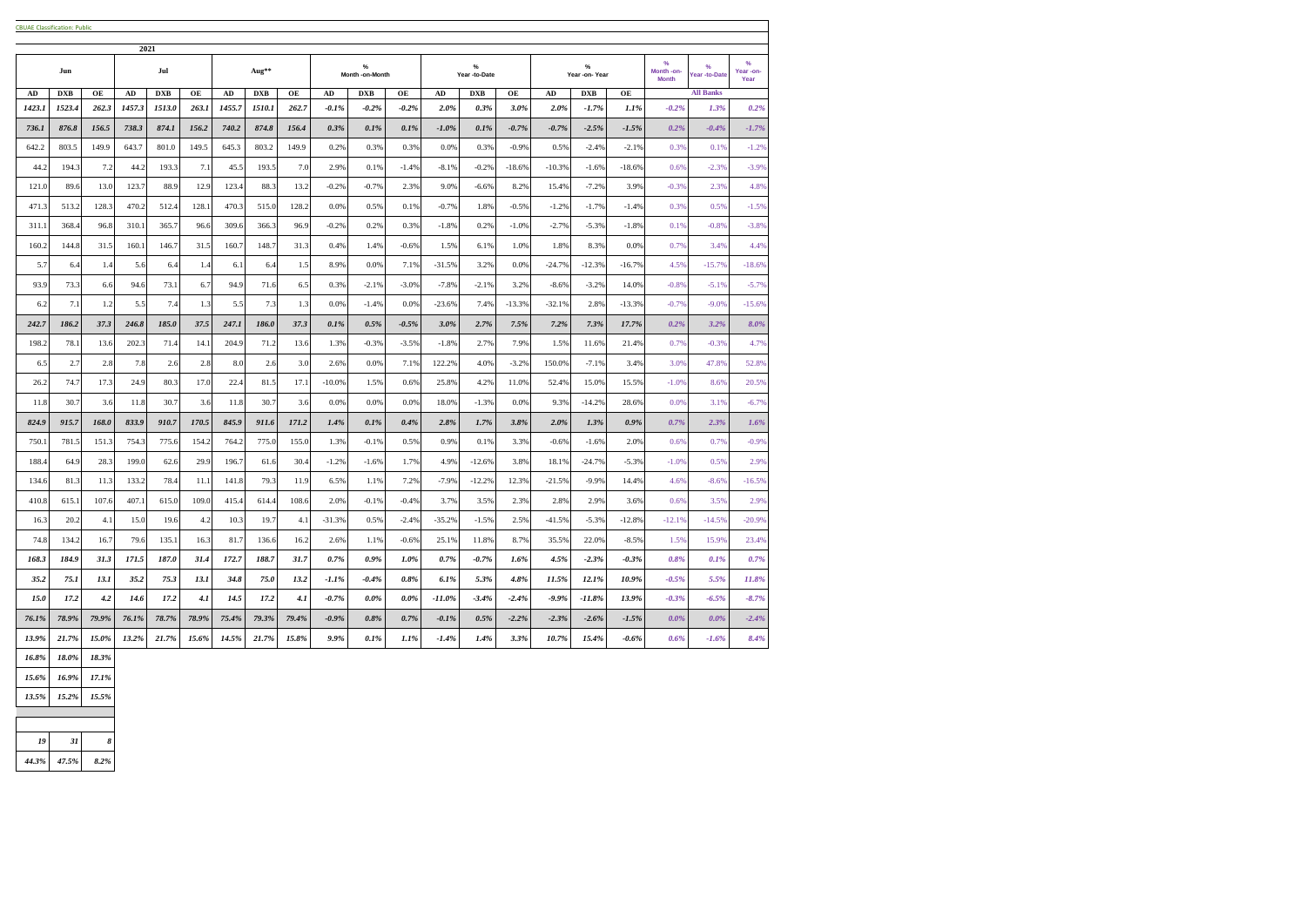CBUAE Classification: Public

| 2021 | | | | | | | | | | | | | | | | | | | | | | | | |
|---|---|---|---|---|---|---|---|---|---|---|---|---|---|---|---|---|---|---|---|---|---|---|---|---|
| Jun | | | Jul | | | Aug** | | | % Month -on-Month | | | % Year -to-Date | | | % Year -on- Year | | | % Month -on-Month | % Year -to-Date | % Year -on-Year |
| AD | DXB | OE | AD | DXB | OE | AD | DXB | OE | AD | DXB | OE | AD | DXB | OE | AD | DXB | OE | All Banks | | |
| *1423.1* | *1523.4* | *262.3* | *1457.3* | *1513.0* | *263.1* | *1455.7* | *1510.1* | *262.7* | *-0.1%* | *-0.2%* | *-0.2%* | *2.0%* | *0.3%* | *3.0%* | *2.0%* | *-1.7%* | *1.1%* | *-0.2%* | *1.3%* | *0.2%* |
| *736.1* | *876.8* | *156.5* | *738.3* | *874.1* | *156.2* | *740.2* | *874.8* | *156.4* | *0.3%* | *0.1%* | *0.1%* | *-1.0%* | *0.1%* | *-0.7%* | *-0.7%* | *-2.5%* | *-1.5%* | *0.2%* | *-0.4%* | *-1.7%* |
| 642.2 | 803.5 | 149.9 | 643.7 | 801.0 | 149.5 | 645.3 | 803.2 | 149.9 | 0.2% | 0.3% | 0.3% | 0.0% | 0.3% | -0.9% | 0.5% | -2.4% | -2.1% | 0.3% | 0.1% | -1.2% |
| 44.2 | 194.3 | 7.2 | 44.2 | 193.3 | 7.1 | 45.5 | 193.5 | 7.0 | 2.9% | 0.1% | -1.4% | -8.1% | -0.2% | -18.6% | -10.3% | -1.6% | -18.6% | 0.6% | -2.3% | -3.9% |
| 121.0 | 89.6 | 13.0 | 123.7 | 88.9 | 12.9 | 123.4 | 88.3 | 13.2 | -0.2% | -0.7% | 2.3% | 9.0% | -6.6% | 8.2% | 15.4% | -7.2% | 3.9% | -0.3% | 2.3% | 4.8% |
| 471.3 | 513.2 | 128.3 | 470.2 | 512.4 | 128.1 | 470.3 | 515.0 | 128.2 | 0.0% | 0.5% | 0.1% | -0.7% | 1.8% | -0.5% | -1.2% | -1.7% | -1.4% | 0.3% | 0.5% | -1.5% |
| 311.1 | 368.4 | 96.8 | 310.1 | 365.7 | 96.6 | 309.6 | 366.3 | 96.9 | -0.2% | 0.2% | 0.3% | -1.8% | 0.2% | -1.0% | -2.7% | -5.3% | -1.8% | 0.1% | -0.8% | -3.8% |
| 160.2 | 144.8 | 31.5 | 160.1 | 146.7 | 31.5 | 160.7 | 148.7 | 31.3 | 0.4% | 1.4% | -0.6% | 1.5% | 6.1% | 1.0% | 1.8% | 8.3% | 0.0% | 0.7% | 3.4% | 4.4% |
| 5.7 | 6.4 | 1.4 | 5.6 | 6.4 | 1.4 | 6.1 | 6.4 | 1.5 | 8.9% | 0.0% | 7.1% | -31.5% | 3.2% | 0.0% | -24.7% | -12.3% | -16.7% | 4.5% | -15.7% | -18.6% |
| 93.9 | 73.3 | 6.6 | 94.6 | 73.1 | 6.7 | 94.9 | 71.6 | 6.5 | 0.3% | -2.1% | -3.0% | -7.8% | -2.1% | 3.2% | -8.6% | -3.2% | 14.0% | -0.8% | -5.1% | -5.7% |
| 6.2 | 7.1 | 1.2 | 5.5 | 7.4 | 1.3 | 5.5 | 7.3 | 1.3 | 0.0% | -1.4% | 0.0% | -23.6% | 7.4% | -13.3% | -32.1% | 2.8% | -13.3% | -0.7% | -9.0% | -15.6% |
| *242.7* | *186.2* | *37.3* | *246.8* | *185.0* | *37.5* | *247.1* | *186.0* | *37.3* | *0.1%* | *0.5%* | *-0.5%* | *3.0%* | *2.7%* | *7.5%* | *7.2%* | *7.3%* | *17.7%* | *0.2%* | *3.2%* | *8.0%* |
| 198.2 | 78.1 | 13.6 | 202.3 | 71.4 | 14.1 | 204.9 | 71.2 | 13.6 | 1.3% | -0.3% | -3.5% | -1.8% | 2.7% | 7.9% | 1.5% | 11.6% | 21.4% | 0.7% | -0.3% | 4.7% |
| 6.5 | 2.7 | 2.8 | 7.8 | 2.6 | 2.8 | 8.0 | 2.6 | 3.0 | 2.6% | 0.0% | 7.1% | 122.2% | 4.0% | -3.2% | 150.0% | -7.1% | 3.4% | 3.0% | 47.8% | 52.8% |
| 26.2 | 74.7 | 17.3 | 24.9 | 80.3 | 17.0 | 22.4 | 81.5 | 17.1 | -10.0% | 1.5% | 0.6% | 25.8% | 4.2% | 11.0% | 52.4% | 15.0% | 15.5% | -1.0% | 8.6% | 20.5% |
| 11.8 | 30.7 | 3.6 | 11.8 | 30.7 | 3.6 | 11.8 | 30.7 | 3.6 | 0.0% | 0.0% | 0.0% | 18.0% | -1.3% | 0.0% | 9.3% | -14.2% | 28.6% | 0.0% | 3.1% | -6.7% |
| *824.9* | *915.7* | *168.0* | *833.9* | *910.7* | *170.5* | *845.9* | *911.6* | *171.2* | *1.4%* | *0.1%* | *0.4%* | *2.8%* | *1.7%* | *3.8%* | *2.0%* | *1.3%* | *0.9%* | *0.7%* | *2.3%* | *1.6%* |
| 750.1 | 781.5 | 151.3 | 754.3 | 775.6 | 154.2 | 764.2 | 775.0 | 155.0 | 1.3% | -0.1% | 0.5% | 0.9% | 0.1% | 3.3% | -0.6% | -1.6% | 2.0% | 0.6% | 0.7% | -0.9% |
| 188.4 | 64.9 | 28.3 | 199.0 | 62.6 | 29.9 | 196.7 | 61.6 | 30.4 | -1.2% | -1.6% | 1.7% | 4.9% | -12.6% | 3.8% | 18.1% | -24.7% | -5.3% | -1.0% | 0.5% | 2.9% |
| 134.6 | 81.3 | 11.3 | 133.2 | 78.4 | 11.1 | 141.8 | 79.3 | 11.9 | 6.5% | 1.1% | 7.2% | -7.9% | -12.2% | 12.3% | -21.5% | -9.9% | 14.4% | 4.6% | -8.6% | -16.5% |
| 410.8 | 615.1 | 107.6 | 407.1 | 615.0 | 109.0 | 415.4 | 614.4 | 108.6 | 2.0% | -0.1% | -0.4% | 3.7% | 3.5% | 2.3% | 2.8% | 2.9% | 3.6% | 0.6% | 3.5% | 2.9% |
| 16.3 | 20.2 | 4.1 | 15.0 | 19.6 | 4.2 | 10.3 | 19.7 | 4.1 | -31.3% | 0.5% | -2.4% | -35.2% | -1.5% | 2.5% | -41.5% | -5.3% | -12.8% | -12.1% | -14.5% | -20.9% |
| 74.8 | 134.2 | 16.7 | 79.6 | 135.1 | 16.3 | 81.7 | 136.6 | 16.2 | 2.6% | 1.1% | -0.6% | 25.1% | 11.8% | 8.7% | 35.5% | 22.0% | -8.5% | 1.5% | 15.9% | 23.4% |
| *168.3* | *184.9* | *31.3* | *171.5* | *187.0* | *31.4* | *172.7* | *188.7* | *31.7* | *0.7%* | *0.9%* | *1.0%* | *0.7%* | *-0.7%* | *1.6%* | *4.5%* | *-2.3%* | *-0.3%* | *0.8%* | *0.1%* | *0.7%* |
| *35.2* | *75.1* | *13.1* | *35.2* | *75.3* | *13.1* | *34.8* | *75.0* | *13.2* | *-1.1%* | *-0.4%* | *0.8%* | *6.1%* | *5.3%* | *4.8%* | *11.5%* | *12.1%* | *10.9%* | *-0.5%* | *5.5%* | *11.8%* |
| *15.0* | *17.2* | *4.2* | *14.6* | *17.2* | *4.1* | *14.5* | *17.2* | *4.1* | *-0.7%* | *0.0%* | *0.0%* | *-11.0%* | *-3.4%* | *-2.4%* | *-9.9%* | *-11.8%* | *13.9%* | *-0.3%* | *-6.5%* | *-8.7%* |
| *76.1%* | *78.9%* | *79.9%* | *76.1%* | *78.7%* | *78.9%* | *75.4%* | *79.3%* | *79.4%* | *-0.9%* | *0.8%* | *0.7%* | *-0.1%* | *0.5%* | *-2.2%* | *-2.3%* | *-2.6%* | *-1.5%* | *0.0%* | *0.0%* | *-2.4%* |
| *13.9%* | *21.7%* | *15.0%* | *13.2%* | *21.7%* | *15.6%* | *14.5%* | *21.7%* | *15.8%* | *9.9%* | *0.1%* | *1.1%* | *-1.4%* | *1.4%* | *3.3%* | *10.7%* | *15.4%* | *-0.6%* | *0.6%* | *-1.6%* | *8.4%* |
| *16.8%* | *18.0%* | *18.3%* | | | | | | | | | | | | | | | | | | |
| *15.6%* | *16.9%* | *17.1%* | | | | | | | | | | | | | | | | | | |
| *13.5%* | *15.2%* | *15.5%* | | | | | | | | | | | | | | | | | | |
| | | | | | | | | | | | | | | | | | | | | |
| *19* | *31* | *8* | | | | | | | | | | | | | | | | | | |
| *44.3%* | *47.5%* | *8.2%* | | | | | | | | | | | | | | | | | | |